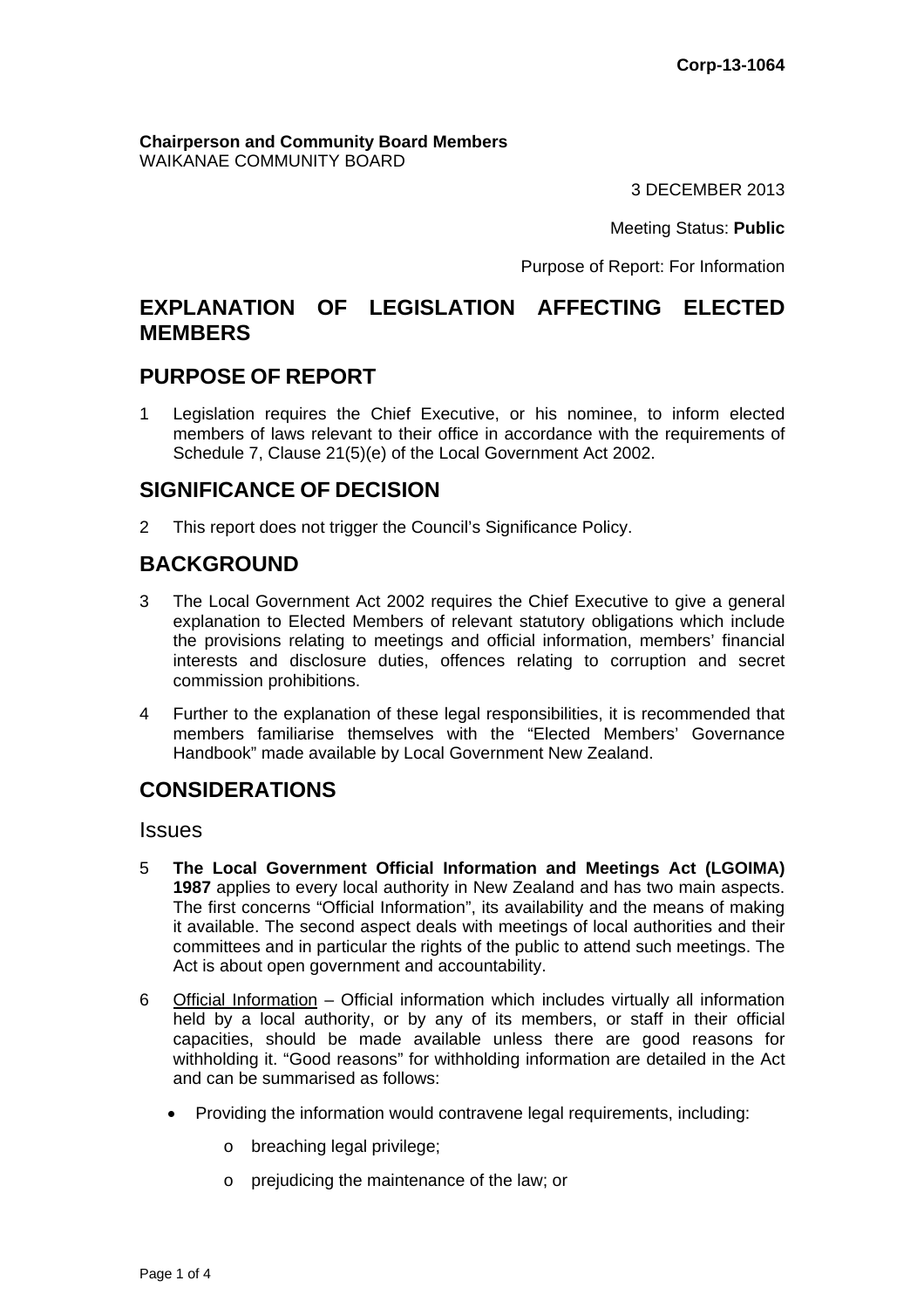Corp-13-1064

**Chairperson and Community Board Members**
WAIKANAE COMMUNITY BOARD

3 DECEMBER 2013

Meeting Status: **Public**

Purpose of Report: For Information

# EXPLANATION OF LEGISLATION AFFECTING ELECTED MEMBERS

## PURPOSE OF REPORT

1 Legislation requires the Chief Executive, or his nominee, to inform elected members of laws relevant to their office in accordance with the requirements of Schedule 7, Clause 21(5)(e) of the Local Government Act 2002.

## SIGNIFICANCE OF DECISION

2 This report does not trigger the Council's Significance Policy.

## BACKGROUND

3 The Local Government Act 2002 requires the Chief Executive to give a general explanation to Elected Members of relevant statutory obligations which include the provisions relating to meetings and official information, members' financial interests and disclosure duties, offences relating to corruption and secret commission prohibitions.

4 Further to the explanation of these legal responsibilities, it is recommended that members familiarise themselves with the "Elected Members' Governance Handbook" made available by Local Government New Zealand.

## CONSIDERATIONS

### Issues

5 **The Local Government Official Information and Meetings Act (LGOIMA) 1987** applies to every local authority in New Zealand and has two main aspects. The first concerns "Official Information", its availability and the means of making it available. The second aspect deals with meetings of local authorities and their committees and in particular the rights of the public to attend such meetings. The Act is about open government and accountability.

6 Official Information – Official information which includes virtually all information held by a local authority, or by any of its members, or staff in their official capacities, should be made available unless there are good reasons for withholding it. "Good reasons" for withholding information are detailed in the Act and can be summarised as follows:

- Providing the information would contravene legal requirements, including:
  - breaching legal privilege;
  - prejudicing the maintenance of the law; or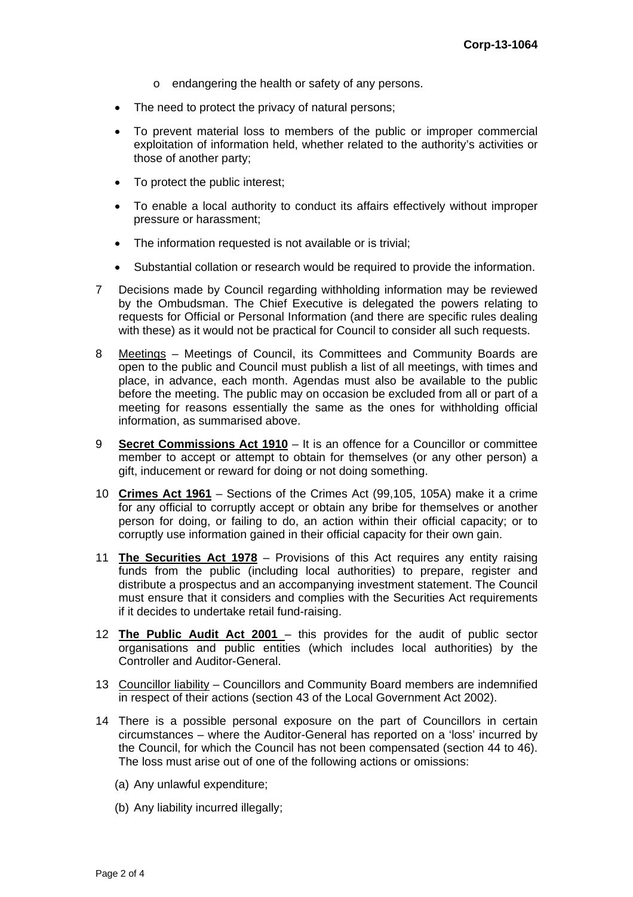- endangering the health or safety of any persons.

- The need to protect the privacy of natural persons;
- To prevent material loss to members of the public or improper commercial exploitation of information held, whether related to the authority's activities or those of another party;
- To protect the public interest;
- To enable a local authority to conduct its affairs effectively without improper pressure or harassment;
- The information requested is not available or is trivial;
- Substantial collation or research would be required to provide the information.

7 Decisions made by Council regarding withholding information may be reviewed by the Ombudsman. The Chief Executive is delegated the powers relating to requests for Official or Personal Information (and there are specific rules dealing with these) as it would not be practical for Council to consider all such requests.

8 Meetings – Meetings of Council, its Committees and Community Boards are open to the public and Council must publish a list of all meetings, with times and place, in advance, each month. Agendas must also be available to the public before the meeting. The public may on occasion be excluded from all or part of a meeting for reasons essentially the same as the ones for withholding official information, as summarised above.

9 **Secret Commissions Act 1910** – It is an offence for a Councillor or committee member to accept or attempt to obtain for themselves (or any other person) a gift, inducement or reward for doing or not doing something.

10 **Crimes Act 1961** – Sections of the Crimes Act (99,105, 105A) make it a crime for any official to corruptly accept or obtain any bribe for themselves or another person for doing, or failing to do, an action within their official capacity; or to corruptly use information gained in their official capacity for their own gain.

11 **The Securities Act 1978** – Provisions of this Act requires any entity raising funds from the public (including local authorities) to prepare, register and distribute a prospectus and an accompanying investment statement. The Council must ensure that it considers and complies with the Securities Act requirements if it decides to undertake retail fund-raising.

12 **The Public Audit Act 2001** – this provides for the audit of public sector organisations and public entities (which includes local authorities) by the Controller and Auditor-General.

13 Councillor liability – Councillors and Community Board members are indemnified in respect of their actions (section 43 of the Local Government Act 2002).

14 There is a possible personal exposure on the part of Councillors in certain circumstances – where the Auditor-General has reported on a 'loss' incurred by the Council, for which the Council has not been compensated (section 44 to 46). The loss must arise out of one of the following actions or omissions:

(a) Any unlawful expenditure;

(b) Any liability incurred illegally;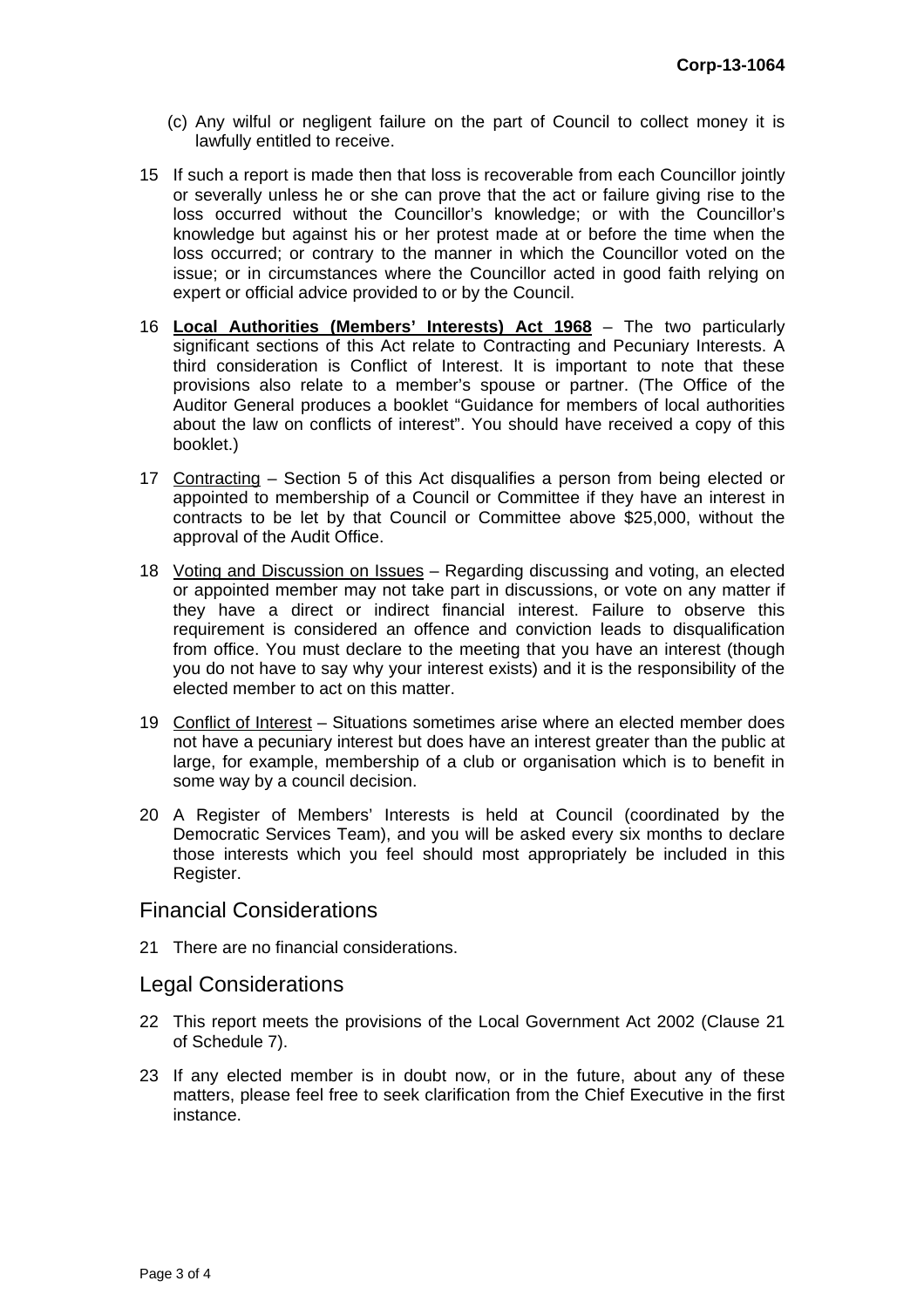(c) Any wilful or negligent failure on the part of Council to collect money it is lawfully entitled to receive.

15 If such a report is made then that loss is recoverable from each Councillor jointly or severally unless he or she can prove that the act or failure giving rise to the loss occurred without the Councillor's knowledge; or with the Councillor's knowledge but against his or her protest made at or before the time when the loss occurred; or contrary to the manner in which the Councillor voted on the issue; or in circumstances where the Councillor acted in good faith relying on expert or official advice provided to or by the Council.

16 **Local Authorities (Members' Interests) Act 1968** – The two particularly significant sections of this Act relate to Contracting and Pecuniary Interests. A third consideration is Conflict of Interest. It is important to note that these provisions also relate to a member's spouse or partner. (The Office of the Auditor General produces a booklet "Guidance for members of local authorities about the law on conflicts of interest". You should have received a copy of this booklet.)

17 Contracting – Section 5 of this Act disqualifies a person from being elected or appointed to membership of a Council or Committee if they have an interest in contracts to be let by that Council or Committee above $25,000, without the approval of the Audit Office.

18 Voting and Discussion on Issues – Regarding discussing and voting, an elected or appointed member may not take part in discussions, or vote on any matter if they have a direct or indirect financial interest. Failure to observe this requirement is considered an offence and conviction leads to disqualification from office. You must declare to the meeting that you have an interest (though you do not have to say why your interest exists) and it is the responsibility of the elected member to act on this matter.

19 Conflict of Interest – Situations sometimes arise where an elected member does not have a pecuniary interest but does have an interest greater than the public at large, for example, membership of a club or organisation which is to benefit in some way by a council decision.

20 A Register of Members' Interests is held at Council (coordinated by the Democratic Services Team), and you will be asked every six months to declare those interests which you feel should most appropriately be included in this Register.

## Financial Considerations

21 There are no financial considerations.

## Legal Considerations

22 This report meets the provisions of the Local Government Act 2002 (Clause 21 of Schedule 7).

23 If any elected member is in doubt now, or in the future, about any of these matters, please feel free to seek clarification from the Chief Executive in the first instance.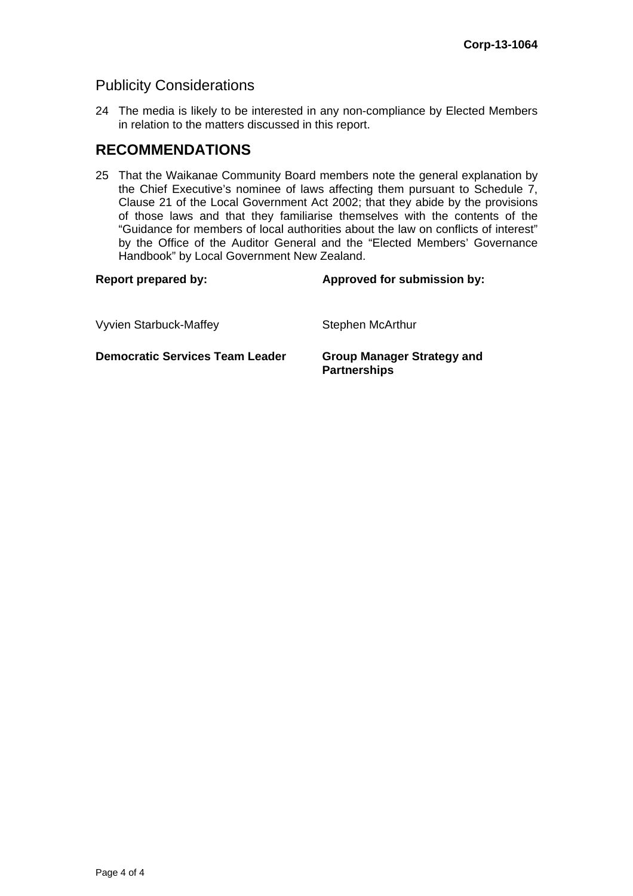## Publicity Considerations

24 The media is likely to be interested in any non-compliance by Elected Members in relation to the matters discussed in this report.

# RECOMMENDATIONS

25 That the Waikanae Community Board members note the general explanation by the Chief Executive's nominee of laws affecting them pursuant to Schedule 7, Clause 21 of the Local Government Act 2002; that they abide by the provisions of those laws and that they familiarise themselves with the contents of the "Guidance for members of local authorities about the law on conflicts of interest" by the Office of the Auditor General and the "Elected Members' Governance Handbook" by Local Government New Zealand.

| | |
|---|---|
| **Report prepared by:** | **Approved for submission by:** |
| Vyvien Starbuck-Maffey | Stephen McArthur |
| **Democratic Services Team Leader** | **Group Manager Strategy and Partnerships** |